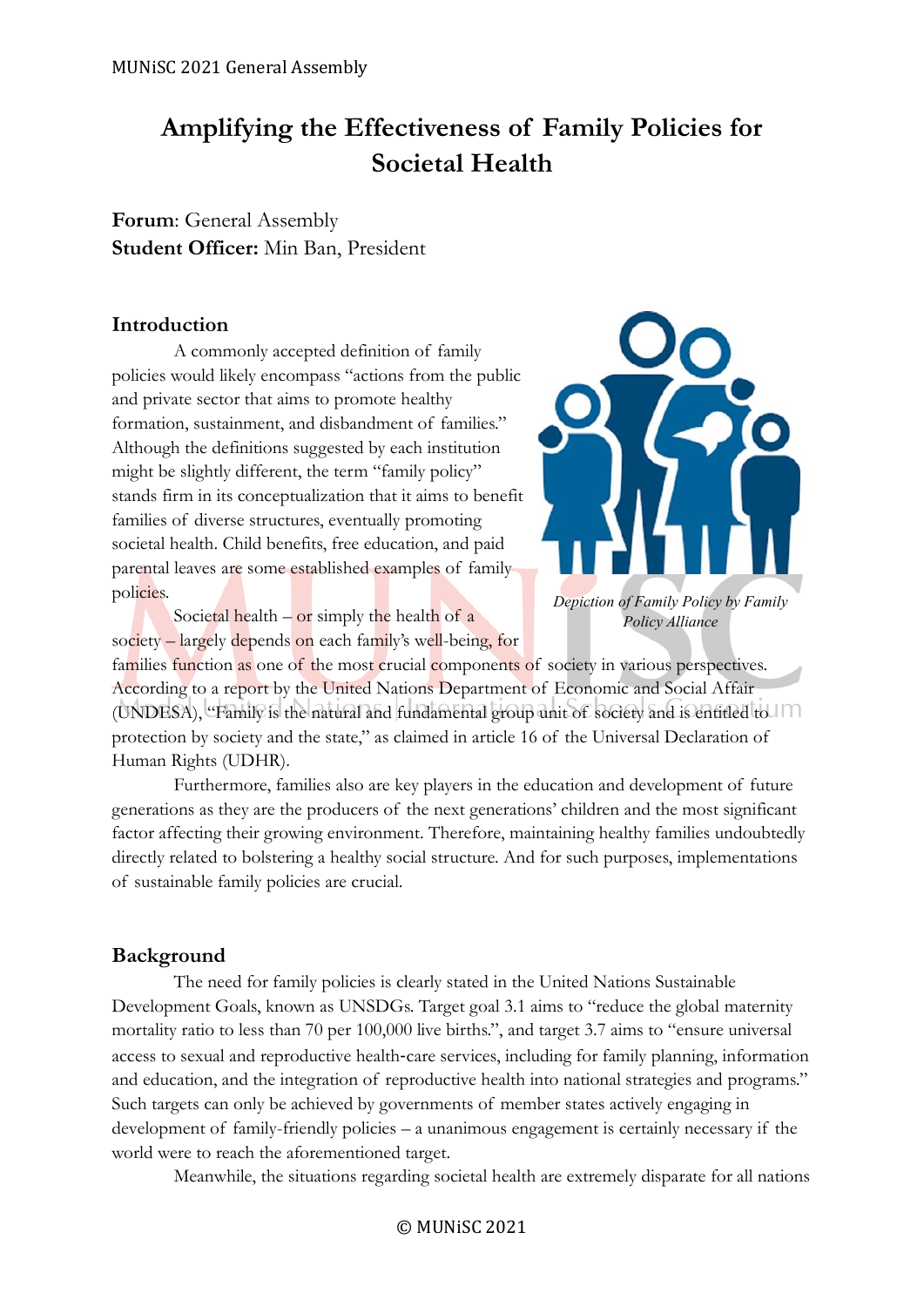# Amplifying the Effectiveness of Family Policies for Societal Health

**Forum**: General Assembly
**Student Officer:** Min Ban, President

## Introduction

A commonly accepted definition of family policies would likely encompass "actions from the public and private sector that aims to promote healthy formation, sustainment, and disbandment of families." Although the definitions suggested by each institution might be slightly different, the term "family policy" stands firm in its conceptualization that it aims to benefit families of diverse structures, eventually promoting societal health. Child benefits, free education, and paid parental leaves are some established examples of family policies.

*Depiction of Family Policy by Family Policy Alliance*

Societal health – or simply the health of a society – largely depends on each family's well-being, for families function as one of the most crucial components of society in various perspectives. According to a report by the United Nations Department of Economic and Social Affair (UNDESA), "Family is the natural and fundamental group unit of society and is entitled to protection by society and the state," as claimed in article 16 of the Universal Declaration of Human Rights (UDHR).

Furthermore, families also are key players in the education and development of future generations as they are the producers of the next generations' children and the most significant factor affecting their growing environment. Therefore, maintaining healthy families undoubtedly directly related to bolstering a healthy social structure. And for such purposes, implementations of sustainable family policies are crucial.

## Background

The need for family policies is clearly stated in the United Nations Sustainable Development Goals, known as UNSDGs. Target goal 3.1 aims to "reduce the global maternity mortality ratio to less than 70 per 100,000 live births.", and target 3.7 aims to "ensure universal access to sexual and reproductive health-care services, including for family planning, information and education, and the integration of reproductive health into national strategies and programs." Such targets can only be achieved by governments of member states actively engaging in development of family-friendly policies – a unanimous engagement is certainly necessary if the world were to reach the aforementioned target.

Meanwhile, the situations regarding societal health are extremely disparate for all nations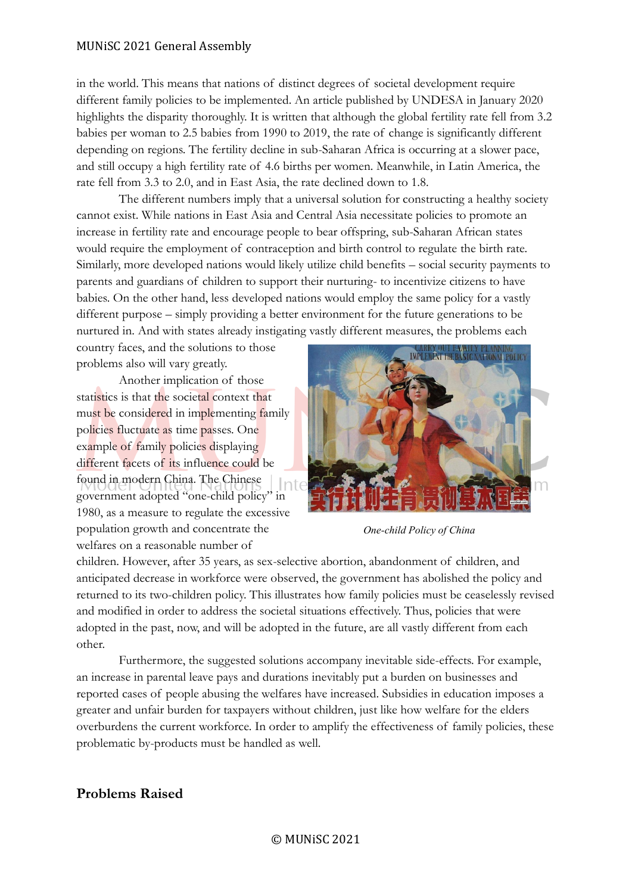in the world. This means that nations of distinct degrees of societal development require different family policies to be implemented. An article published by UNDESA in January 2020 highlights the disparity thoroughly. It is written that although the global fertility rate fell from 3.2 babies per woman to 2.5 babies from 1990 to 2019, the rate of change is significantly different depending on regions. The fertility decline in sub-Saharan Africa is occurring at a slower pace, and still occupy a high fertility rate of 4.6 births per women. Meanwhile, in Latin America, the rate fell from 3.3 to 2.0, and in East Asia, the rate declined down to 1.8.

The different numbers imply that a universal solution for constructing a healthy society cannot exist. While nations in East Asia and Central Asia necessitate policies to promote an increase in fertility rate and encourage people to bear offspring, sub-Saharan African states would require the employment of contraception and birth control to regulate the birth rate. Similarly, more developed nations would likely utilize child benefits – social security payments to parents and guardians of children to support their nurturing- to incentivize citizens to have babies. On the other hand, less developed nations would employ the same policy for a vastly different purpose – simply providing a better environment for the future generations to be nurtured in. And with states already instigating vastly different measures, the problems each country faces, and the solutions to those problems also will vary greatly.

Another implication of those statistics is that the societal context that must be considered in implementing family policies fluctuate as time passes. One example of family policies displaying different facets of its influence could be found in modern China. The Chinese government adopted "one-child policy" in 1980, as a measure to regulate the excessive population growth and concentrate the welfares on a reasonable number of children. However, after 35 years, as sex-selective abortion, abandonment of children, and anticipated decrease in workforce were observed, the government has abolished the policy and returned to its two-children policy. This illustrates how family policies must be ceaselessly revised and modified in order to address the societal situations effectively. Thus, policies that were adopted in the past, now, and will be adopted in the future, are all vastly different from each other.

*One-child Policy of China*

Furthermore, the suggested solutions accompany inevitable side-effects. For example, an increase in parental leave pays and durations inevitably put a burden on businesses and reported cases of people abusing the welfares have increased. Subsidies in education imposes a greater and unfair burden for taxpayers without children, just like how welfare for the elders overburdens the current workforce. In order to amplify the effectiveness of family policies, these problematic by-products must be handled as well.

## Problems Raised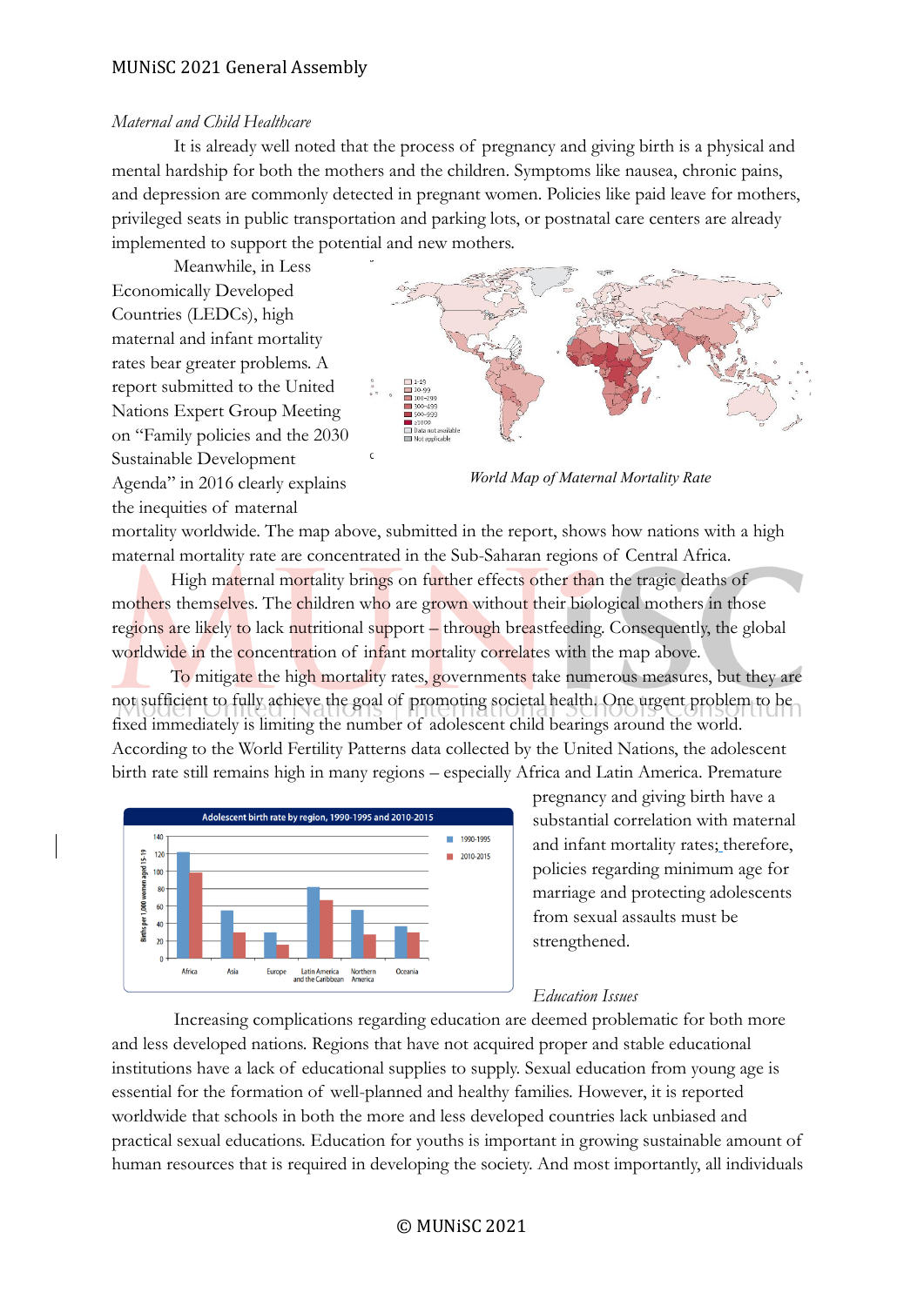*Maternal and Child Healthcare*

It is already well noted that the process of pregnancy and giving birth is a physical and mental hardship for both the mothers and the children. Symptoms like nausea, chronic pains, and depression are commonly detected in pregnant women. Policies like paid leave for mothers, privileged seats in public transportation and parking lots, or postnatal care centers are already implemented to support the potential and new mothers.

Meanwhile, in Less Economically Developed Countries (LEDCs), high maternal and infant mortality rates bear greater problems. A report submitted to the United Nations Expert Group Meeting on "Family policies and the 2030 Sustainable Development Agenda" in 2016 clearly explains the inequities of maternal mortality worldwide. The map above, submitted in the report, shows how nations with a high maternal mortality rate are concentrated in the Sub-Saharan regions of Central Africa.

*World Map of Maternal Mortality Rate*

High maternal mortality brings on further effects other than the tragic deaths of mothers themselves. The children who are grown without their biological mothers in those regions are likely to lack nutritional support – through breastfeeding. Consequently, the global worldwide in the concentration of infant mortality correlates with the map above.

To mitigate the high mortality rates, governments take numerous measures, but they are not sufficient to fully achieve the goal of promoting societal health. One urgent problem to be fixed immediately is limiting the number of adolescent child bearings around the world. According to the World Fertility Patterns data collected by the United Nations, the adolescent birth rate still remains high in many regions – especially Africa and Latin America. Premature pregnancy and giving birth have a substantial correlation with maternal and infant mortality rates; therefore, policies regarding minimum age for marriage and protecting adolescents from sexual assaults must be strengthened.

*Education Issues*

Increasing complications regarding education are deemed problematic for both more and less developed nations. Regions that have not acquired proper and stable educational institutions have a lack of educational supplies to supply. Sexual education from young age is essential for the formation of well-planned and healthy families. However, it is reported worldwide that schools in both the more and less developed countries lack unbiased and practical sexual educations. Education for youths is important in growing sustainable amount of human resources that is required in developing the society. And most importantly, all individuals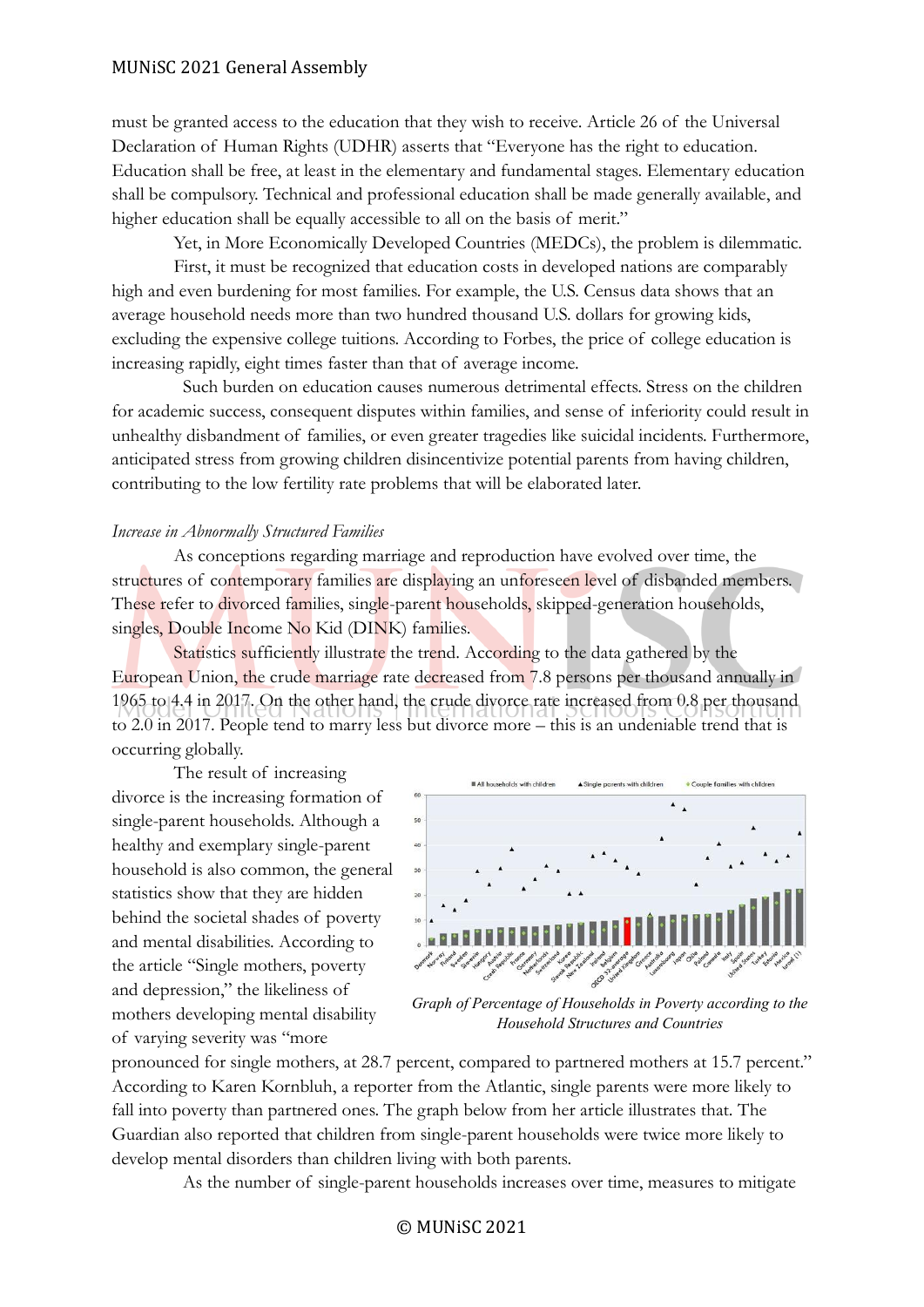must be granted access to the education that they wish to receive. Article 26 of the Universal Declaration of Human Rights (UDHR) asserts that "Everyone has the right to education. Education shall be free, at least in the elementary and fundamental stages. Elementary education shall be compulsory. Technical and professional education shall be made generally available, and higher education shall be equally accessible to all on the basis of merit."

Yet, in More Economically Developed Countries (MEDCs), the problem is dilemmatic.

First, it must be recognized that education costs in developed nations are comparably high and even burdening for most families. For example, the U.S. Census data shows that an average household needs more than two hundred thousand U.S. dollars for growing kids, excluding the expensive college tuitions. According to Forbes, the price of college education is increasing rapidly, eight times faster than that of average income.

Such burden on education causes numerous detrimental effects. Stress on the children for academic success, consequent disputes within families, and sense of inferiority could result in unhealthy disbandment of families, or even greater tragedies like suicidal incidents. Furthermore, anticipated stress from growing children disincentivize potential parents from having children, contributing to the low fertility rate problems that will be elaborated later.

*Increase in Abnormally Structured Families*

As conceptions regarding marriage and reproduction have evolved over time, the structures of contemporary families are displaying an unforeseen level of disbanded members. These refer to divorced families, single-parent households, skipped-generation households, singles, Double Income No Kid (DINK) families.

Statistics sufficiently illustrate the trend. According to the data gathered by the European Union, the crude marriage rate decreased from 7.8 persons per thousand annually in 1965 to 4.4 in 2017. On the other hand, the crude divorce rate increased from 0.8 per thousand to 2.0 in 2017. People tend to marry less but divorce more – this is an undeniable trend that is occurring globally.

The result of increasing divorce is the increasing formation of single-parent households. Although a healthy and exemplary single-parent household is also common, the general statistics show that they are hidden behind the societal shades of poverty and mental disabilities. According to the article "Single mothers, poverty and depression," the likeliness of mothers developing mental disability of varying severity was "more pronounced for single mothers, at 28.7 percent, compared to partnered mothers at 15.7 percent." According to Karen Kornbluh, a reporter from the Atlantic, single parents were more likely to fall into poverty than partnered ones. The graph below from her article illustrates that. The Guardian also reported that children from single-parent households were twice more likely to develop mental disorders than children living with both parents.

*Graph of Percentage of Households in Poverty according to the Household Structures and Countries*

As the number of single-parent households increases over time, measures to mitigate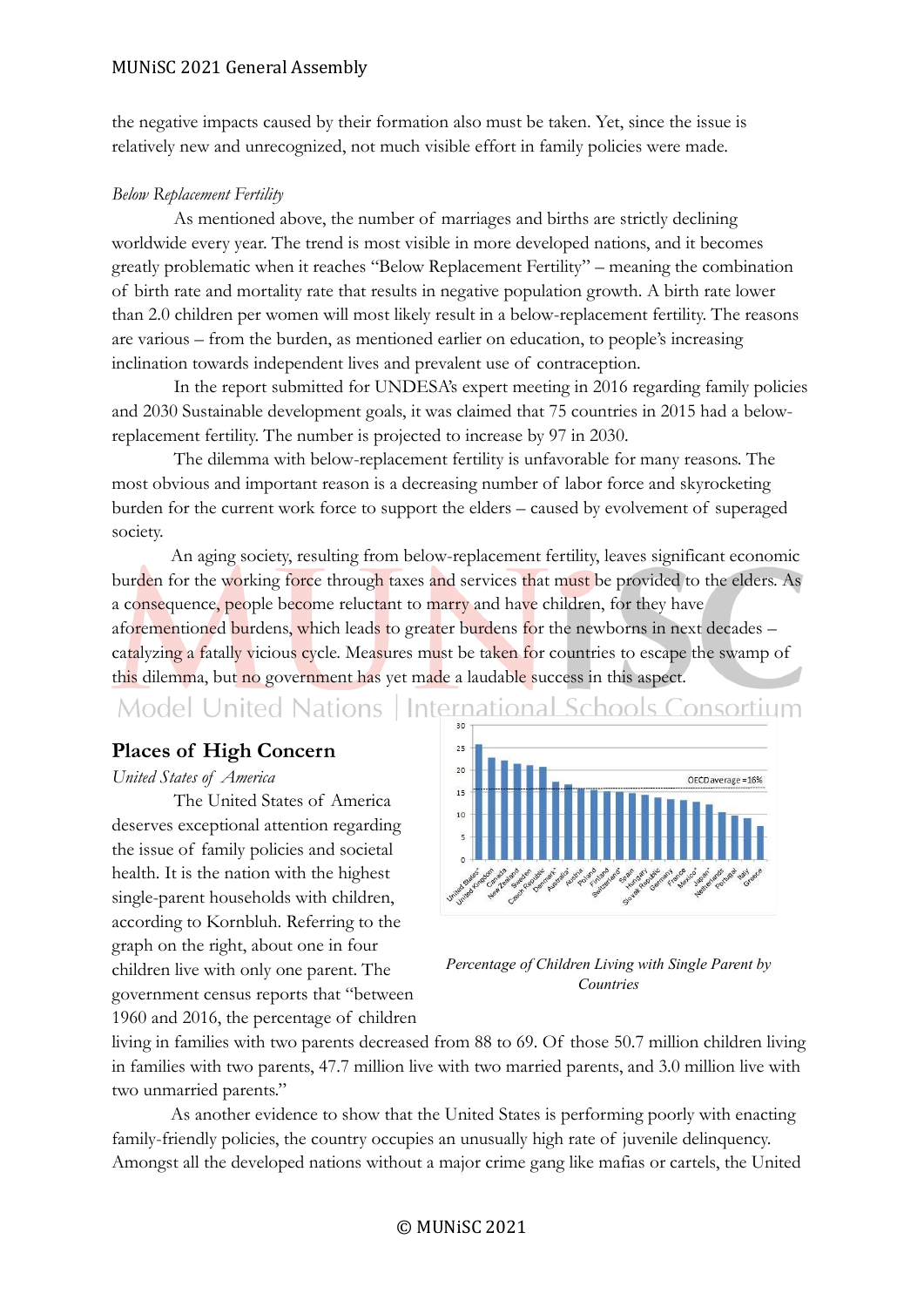the negative impacts caused by their formation also must be taken. Yet, since the issue is relatively new and unrecognized, not much visible effort in family policies were made.

*Below Replacement Fertility*

As mentioned above, the number of marriages and births are strictly declining worldwide every year. The trend is most visible in more developed nations, and it becomes greatly problematic when it reaches "Below Replacement Fertility" – meaning the combination of birth rate and mortality rate that results in negative population growth. A birth rate lower than 2.0 children per women will most likely result in a below-replacement fertility. The reasons are various – from the burden, as mentioned earlier on education, to people's increasing inclination towards independent lives and prevalent use of contraception.

In the report submitted for UNDESA's expert meeting in 2016 regarding family policies and 2030 Sustainable development goals, it was claimed that 75 countries in 2015 had a below-replacement fertility. The number is projected to increase by 97 in 2030.

The dilemma with below-replacement fertility is unfavorable for many reasons. The most obvious and important reason is a decreasing number of labor force and skyrocketing burden for the current work force to support the elders – caused by evolvement of superaged society.

An aging society, resulting from below-replacement fertility, leaves significant economic burden for the working force through taxes and services that must be provided to the elders. As a consequence, people become reluctant to marry and have children, for they have aforementioned burdens, which leads to greater burdens for the newborns in next decades – catalyzing a fatally vicious cycle. Measures must be taken for countries to escape the swamp of this dilemma, but no government has yet made a laudable success in this aspect.

## Places of High Concern

*United States of America*

The United States of America deserves exceptional attention regarding the issue of family policies and societal health. It is the nation with the highest single-parent households with children, according to Kornbluh. Referring to the graph on the right, about one in four children live with only one parent. The government census reports that "between 1960 and 2016, the percentage of children living in families with two parents decreased from 88 to 69. Of those 50.7 million children living in families with two parents, 47.7 million live with two married parents, and 3.0 million live with two unmarried parents."

*Percentage of Children Living with Single Parent by Countries*

As another evidence to show that the United States is performing poorly with enacting family-friendly policies, the country occupies an unusually high rate of juvenile delinquency. Amongst all the developed nations without a major crime gang like mafias or cartels, the United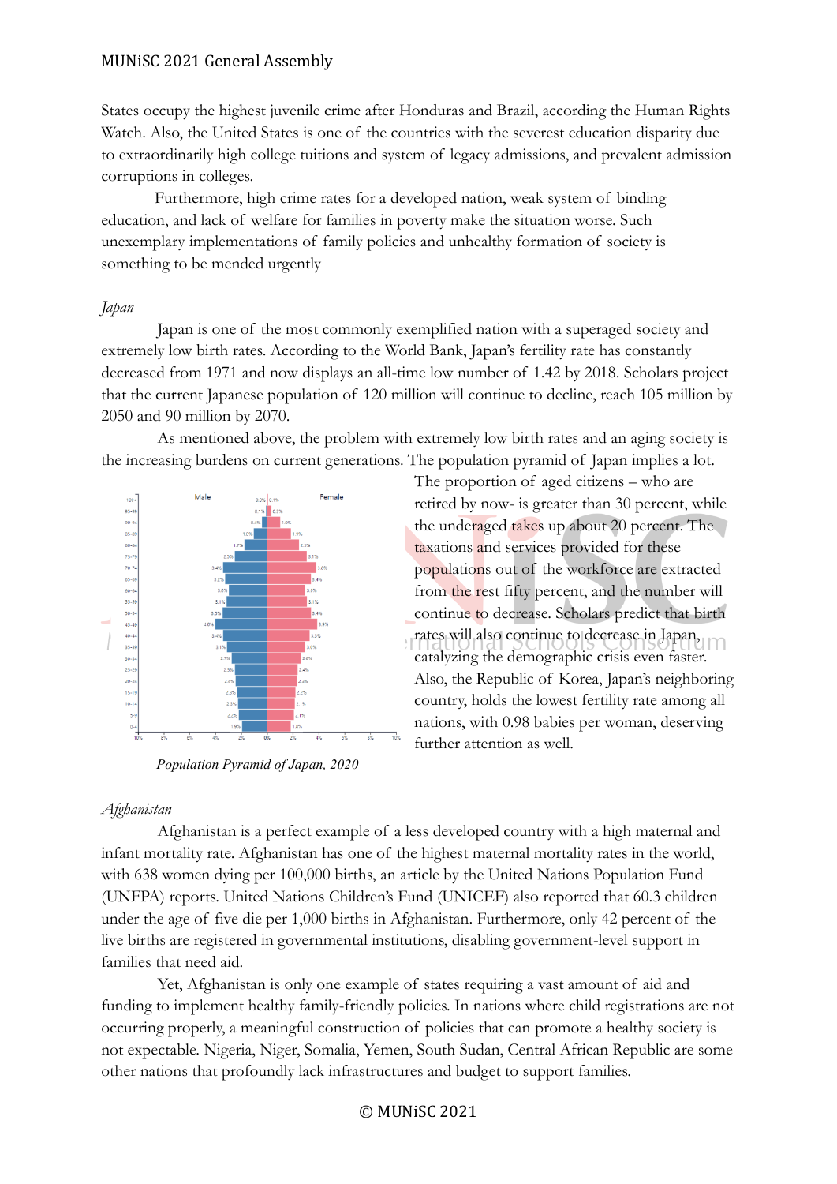States occupy the highest juvenile crime after Honduras and Brazil, according the Human Rights Watch. Also, the United States is one of the countries with the severest education disparity due to extraordinarily high college tuitions and system of legacy admissions, and prevalent admission corruptions in colleges.

Furthermore, high crime rates for a developed nation, weak system of binding education, and lack of welfare for families in poverty make the situation worse. Such unexemplary implementations of family policies and unhealthy formation of society is something to be mended urgently

*Japan*

Japan is one of the most commonly exemplified nation with a superaged society and extremely low birth rates. According to the World Bank, Japan's fertility rate has constantly decreased from 1971 and now displays an all-time low number of 1.42 by 2018. Scholars project that the current Japanese population of 120 million will continue to decline, reach 105 million by 2050 and 90 million by 2070.

As mentioned above, the problem with extremely low birth rates and an aging society is the increasing burdens on current generations. The population pyramid of Japan implies a lot. The proportion of aged citizens – who are retired by now- is greater than 30 percent, while the underaged takes up about 20 percent. The taxations and services provided for these populations out of the workforce are extracted from the rest fifty percent, and the number will continue to decrease. Scholars predict that birth rates will also continue to decrease in Japan, catalyzing the demographic crisis even faster. Also, the Republic of Korea, Japan's neighboring country, holds the lowest fertility rate among all nations, with 0.98 babies per woman, deserving further attention as well.

*Population Pyramid of Japan, 2020*

*Afghanistan*

Afghanistan is a perfect example of a less developed country with a high maternal and infant mortality rate. Afghanistan has one of the highest maternal mortality rates in the world, with 638 women dying per 100,000 births, an article by the United Nations Population Fund (UNFPA) reports. United Nations Children's Fund (UNICEF) also reported that 60.3 children under the age of five die per 1,000 births in Afghanistan. Furthermore, only 42 percent of the live births are registered in governmental institutions, disabling government-level support in families that need aid.

Yet, Afghanistan is only one example of states requiring a vast amount of aid and funding to implement healthy family-friendly policies. In nations where child registrations are not occurring properly, a meaningful construction of policies that can promote a healthy society is not expectable. Nigeria, Niger, Somalia, Yemen, South Sudan, Central African Republic are some other nations that profoundly lack infrastructures and budget to support families.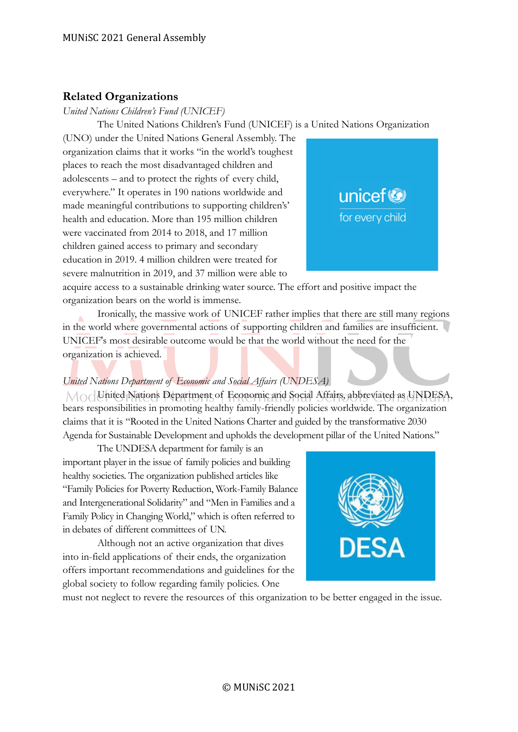## Related Organizations

*United Nations Children's Fund (UNICEF)*

The United Nations Children's Fund (UNICEF) is a United Nations Organization (UNO) under the United Nations General Assembly. The organization claims that it works "in the world's toughest places to reach the most disadvantaged children and adolescents – and to protect the rights of every child, everywhere." It operates in 190 nations worldwide and made meaningful contributions to supporting children's' health and education. More than 195 million children were vaccinated from 2014 to 2018, and 17 million children gained access to primary and secondary education in 2019. 4 million children were treated for severe malnutrition in 2019, and 37 million were able to acquire access to a sustainable drinking water source. The effort and positive impact the organization bears on the world is immense.

Ironically, the massive work of UNICEF rather implies that there are still many regions in the world where governmental actions of supporting children and families are insufficient. UNICEF's most desirable outcome would be that the world without the need for the organization is achieved.

*United Nations Department of Economic and Social Affairs (UNDESA)*

United Nations Department of Economic and Social Affairs, abbreviated as UNDESA, bears responsibilities in promoting healthy family-friendly policies worldwide. The organization claims that it is "Rooted in the United Nations Charter and guided by the transformative 2030 Agenda for Sustainable Development and upholds the development pillar of the United Nations."

The UNDESA department for family is an important player in the issue of family policies and building healthy societies. The organization published articles like "Family Policies for Poverty Reduction, Work-Family Balance and Intergenerational Solidarity" and "Men in Families and a Family Policy in Changing World," which is often referred to in debates of different committees of UN.

Although not an active organization that dives into in-field applications of their ends, the organization offers important recommendations and guidelines for the global society to follow regarding family policies. One must not neglect to revere the resources of this organization to be better engaged in the issue.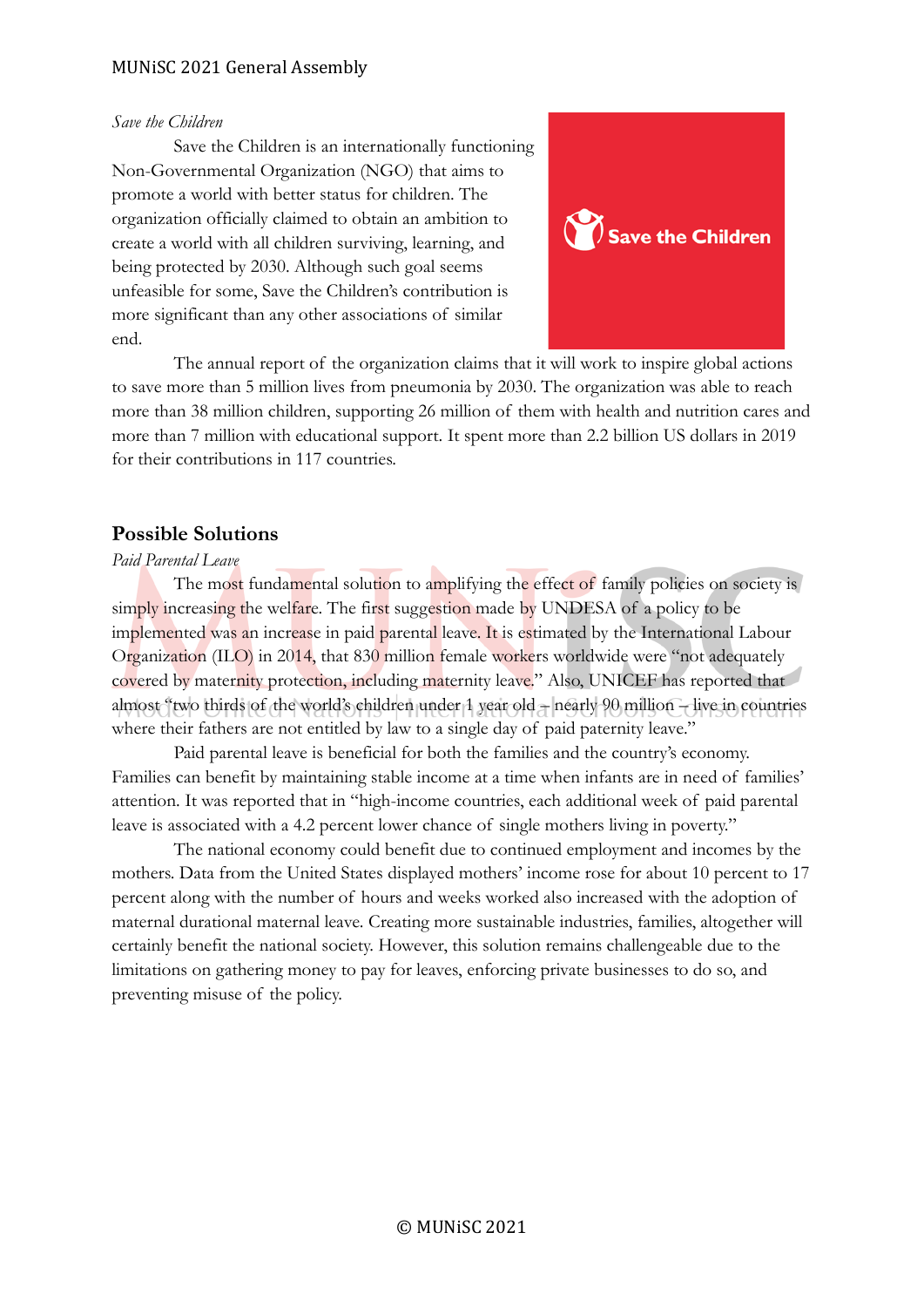*Save the Children*

Save the Children is an internationally functioning Non-Governmental Organization (NGO) that aims to promote a world with better status for children. The organization officially claimed to obtain an ambition to create a world with all children surviving, learning, and being protected by 2030. Although such goal seems unfeasible for some, Save the Children's contribution is more significant than any other associations of similar end.

The annual report of the organization claims that it will work to inspire global actions to save more than 5 million lives from pneumonia by 2030. The organization was able to reach more than 38 million children, supporting 26 million of them with health and nutrition cares and more than 7 million with educational support. It spent more than 2.2 billion US dollars in 2019 for their contributions in 117 countries.

## Possible Solutions

*Paid Parental Leave*

The most fundamental solution to amplifying the effect of family policies on society is simply increasing the welfare. The first suggestion made by UNDESA of a policy to be implemented was an increase in paid parental leave. It is estimated by the International Labour Organization (ILO) in 2014, that 830 million female workers worldwide were "not adequately covered by maternity protection, including maternity leave." Also, UNICEF has reported that almost "two thirds of the world's children under 1 year old – nearly 90 million – live in countries where their fathers are not entitled by law to a single day of paid paternity leave."

Paid parental leave is beneficial for both the families and the country's economy. Families can benefit by maintaining stable income at a time when infants are in need of families' attention. It was reported that in "high-income countries, each additional week of paid parental leave is associated with a 4.2 percent lower chance of single mothers living in poverty."

The national economy could benefit due to continued employment and incomes by the mothers. Data from the United States displayed mothers' income rose for about 10 percent to 17 percent along with the number of hours and weeks worked also increased with the adoption of maternal durational maternal leave. Creating more sustainable industries, families, altogether will certainly benefit the national society. However, this solution remains challengeable due to the limitations on gathering money to pay for leaves, enforcing private businesses to do so, and preventing misuse of the policy.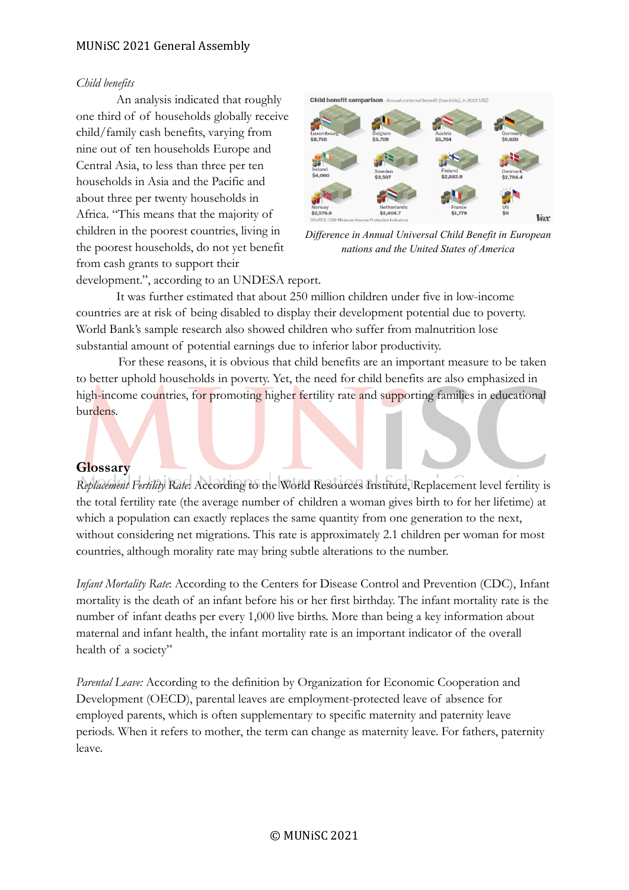*Child benefits*

An analysis indicated that roughly one third of of households globally receive child/family cash benefits, varying from nine out of ten households Europe and Central Asia, to less than three per ten households in Asia and the Pacific and about three per twenty households in Africa. "This means that the majority of children in the poorest countries, living in the poorest households, do not yet benefit from cash grants to support their development.", according to an UNDESA report.

*Difference in Annual Universal Child Benefit in European nations and the United States of America*

It was further estimated that about 250 million children under five in low-income countries are at risk of being disabled to display their development potential due to poverty. World Bank's sample research also showed children who suffer from malnutrition lose substantial amount of potential earnings due to inferior labor productivity.

For these reasons, it is obvious that child benefits are an important measure to be taken to better uphold households in poverty. Yet, the need for child benefits are also emphasized in high-income countries, for promoting higher fertility rate and supporting families in educational burdens.

## Glossary

*Replacement Fertility Rate*: According to the World Resources Institute, Replacement level fertility is the total fertility rate (the average number of children a woman gives birth to for her lifetime) at which a population can exactly replaces the same quantity from one generation to the next, without considering net migrations. This rate is approximately 2.1 children per woman for most countries, although morality rate may bring subtle alterations to the number.

*Infant Mortality Rate*: According to the Centers for Disease Control and Prevention (CDC), Infant mortality is the death of an infant before his or her first birthday. The infant mortality rate is the number of infant deaths per every 1,000 live births. More than being a key information about maternal and infant health, the infant mortality rate is an important indicator of the overall health of a society"

*Parental Leave:* According to the definition by Organization for Economic Cooperation and Development (OECD), parental leaves are employment-protected leave of absence for employed parents, which is often supplementary to specific maternity and paternity leave periods. When it refers to mother, the term can change as maternity leave. For fathers, paternity leave.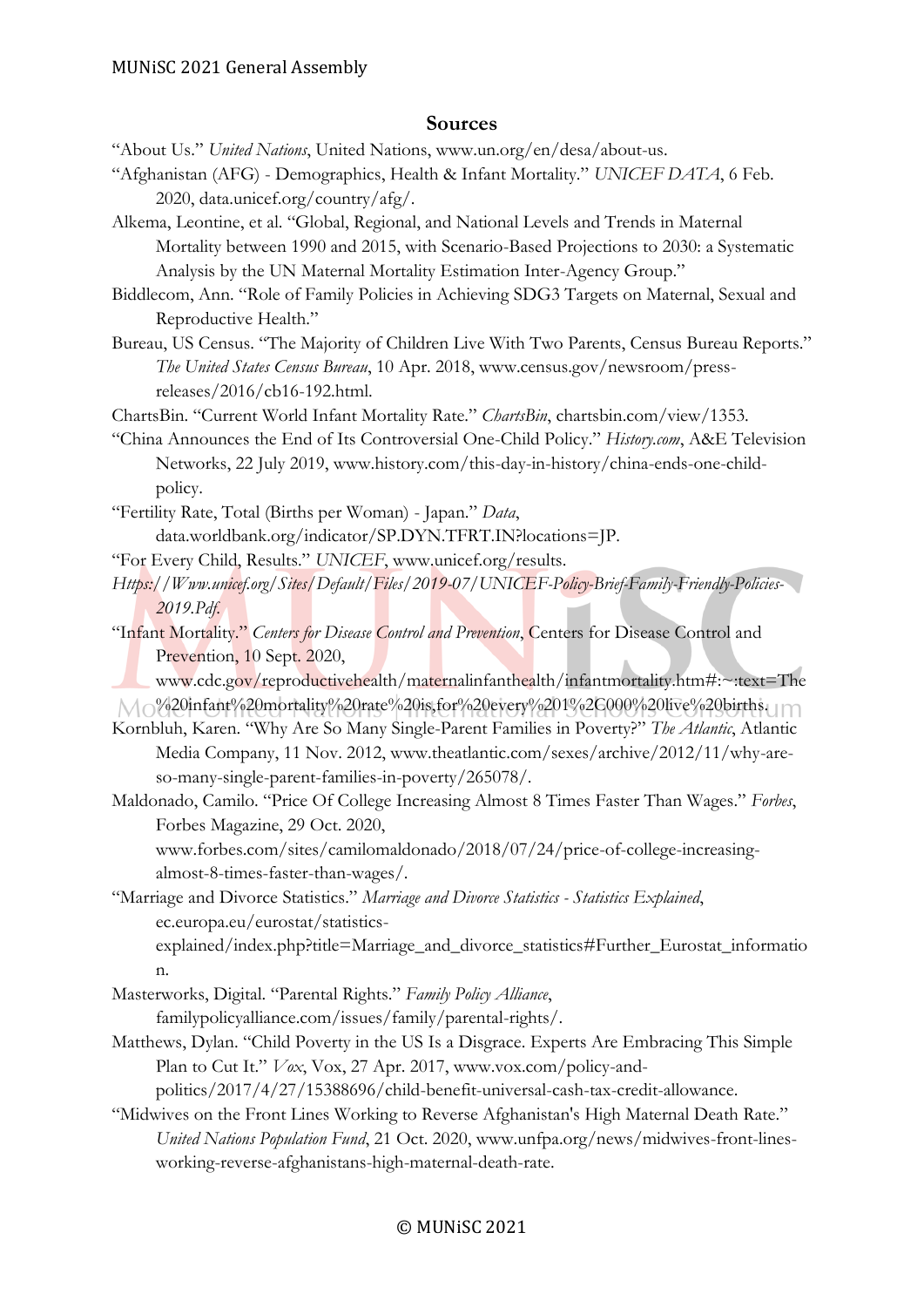## Sources

"About Us." *United Nations*, United Nations, www.un.org/en/desa/about-us.

"Afghanistan (AFG) - Demographics, Health & Infant Mortality." *UNICEF DATA*, 6 Feb. 2020, data.unicef.org/country/afg/.

Alkema, Leontine, et al. "Global, Regional, and National Levels and Trends in Maternal Mortality between 1990 and 2015, with Scenario-Based Projections to 2030: a Systematic Analysis by the UN Maternal Mortality Estimation Inter-Agency Group."

Biddlecom, Ann. "Role of Family Policies in Achieving SDG3 Targets on Maternal, Sexual and Reproductive Health."

Bureau, US Census. "The Majority of Children Live With Two Parents, Census Bureau Reports." *The United States Census Bureau*, 10 Apr. 2018, www.census.gov/newsroom/press-releases/2016/cb16-192.html.

ChartsBin. "Current World Infant Mortality Rate." *ChartsBin*, chartsbin.com/view/1353.

"China Announces the End of Its Controversial One-Child Policy." *History.com*, A&E Television Networks, 22 July 2019, www.history.com/this-day-in-history/china-ends-one-child-policy.

"Fertility Rate, Total (Births per Woman) - Japan." *Data*, data.worldbank.org/indicator/SP.DYN.TFRT.IN?locations=JP.

"For Every Child, Results." *UNICEF*, www.unicef.org/results.

*Https://Www.unicef.org/Sites/Default/Files/2019-07/UNICEF-Policy-Brief-Family-Friendly-Policies-2019.Pdf.*

"Infant Mortality." *Centers for Disease Control and Prevention*, Centers for Disease Control and Prevention, 10 Sept. 2020, www.cdc.gov/reproductivehealth/maternalinfanthealth/infantmortality.htm#:~:text=The%20infant%20mortality%20rate%20is,for%20every%201%2C000%20live%20births.

Kornbluh, Karen. "Why Are So Many Single-Parent Families in Poverty?" *The Atlantic*, Atlantic Media Company, 11 Nov. 2012, www.theatlantic.com/sexes/archive/2012/11/why-are-so-many-single-parent-families-in-poverty/265078/.

Maldonado, Camilo. "Price Of College Increasing Almost 8 Times Faster Than Wages." *Forbes*, Forbes Magazine, 29 Oct. 2020, www.forbes.com/sites/camilomaldonado/2018/07/24/price-of-college-increasing-almost-8-times-faster-than-wages/.

"Marriage and Divorce Statistics." *Marriage and Divorce Statistics - Statistics Explained*, ec.europa.eu/eurostat/statistics-explained/index.php?title=Marriage_and_divorce_statistics#Further_Eurostat_information.

Masterworks, Digital. "Parental Rights." *Family Policy Alliance*, familypolicyalliance.com/issues/family/parental-rights/.

Matthews, Dylan. "Child Poverty in the US Is a Disgrace. Experts Are Embracing This Simple Plan to Cut It." *Vox*, Vox, 27 Apr. 2017, www.vox.com/policy-and-politics/2017/4/27/15388696/child-benefit-universal-cash-tax-credit-allowance.

"Midwives on the Front Lines Working to Reverse Afghanistan's High Maternal Death Rate." *United Nations Population Fund*, 21 Oct. 2020, www.unfpa.org/news/midwives-front-lines-working-reverse-afghanistans-high-maternal-death-rate.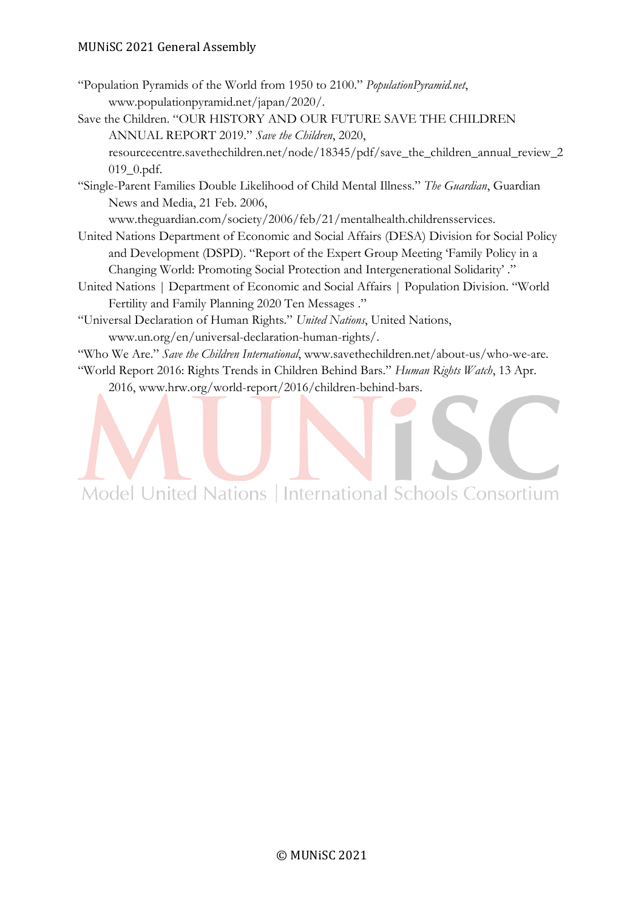"Population Pyramids of the World from 1950 to 2100." *PopulationPyramid.net*, www.populationpyramid.net/japan/2020/.

Save the Children. "OUR HISTORY AND OUR FUTURE SAVE THE CHILDREN ANNUAL REPORT 2019." *Save the Children*, 2020, resourcecentre.savethechildren.net/node/18345/pdf/save_the_children_annual_review_2019_0.pdf.

"Single-Parent Families Double Likelihood of Child Mental Illness." *The Guardian*, Guardian News and Media, 21 Feb. 2006, www.theguardian.com/society/2006/feb/21/mentalhealth.childrensservices.

United Nations Department of Economic and Social Affairs (DESA) Division for Social Policy and Development (DSPD). "Report of the Expert Group Meeting 'Family Policy in a Changing World: Promoting Social Protection and Intergenerational Solidarity' ."

United Nations | Department of Economic and Social Affairs | Population Division. "World Fertility and Family Planning 2020 Ten Messages ."

"Universal Declaration of Human Rights." *United Nations*, United Nations, www.un.org/en/universal-declaration-human-rights/.

"Who We Are." *Save the Children International*, www.savethechildren.net/about-us/who-we-are.

"World Report 2016: Rights Trends in Children Behind Bars." *Human Rights Watch*, 13 Apr. 2016, www.hrw.org/world-report/2016/children-behind-bars.

MUNiSC

Model United Nations | International Schools Consortium